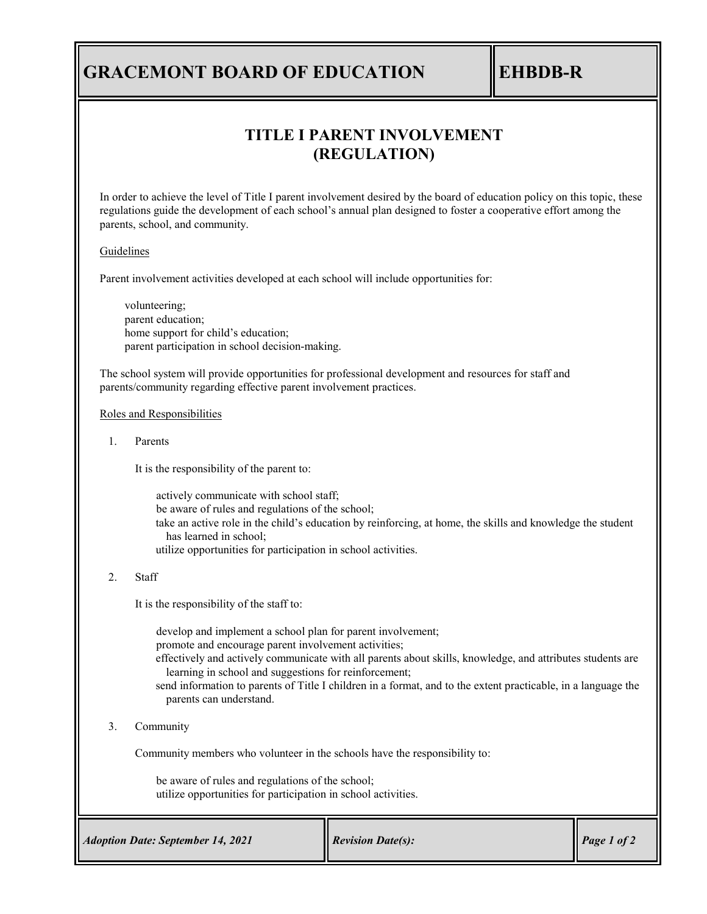# GRACEMONT BOARD OF EDUCATION — EHBDB-R

## TITLE I PARENT INVOLVEMENT (REGULATION)

In order to achieve the level of Title I parent involvement desired by the board of education policy on this topic, these regulations guide the development of each school's annual plan designed to foster a cooperative effort among the parents, school, and community.

### Guidelines

Parent involvement activities developed at each school will include opportunities for:

- volunteering;
- parent education;
- home support for child's education;
- parent participation in school decision-making.

The school system will provide opportunities for professional development and resources for staff and parents/community regarding effective parent involvement practices.

### Roles and Responsibilities

1. Parents

   It is the responsibility of the parent to:

   - actively communicate with school staff;
   - be aware of rules and regulations of the school;
   - take an active role in the child's education by reinforcing, at home, the skills and knowledge the student has learned in school;
   - utilize opportunities for participation in school activities.

2. Staff

   It is the responsibility of the staff to:

   - develop and implement a school plan for parent involvement;
   - promote and encourage parent involvement activities;
   - effectively and actively communicate with all parents about skills, knowledge, and attributes students are learning in school and suggestions for reinforcement;
   - send information to parents of Title I children in a format, and to the extent practicable, in a language the parents can understand.

3. Community

   Community members who volunteer in the schools have the responsibility to:

   - be aware of rules and regulations of the school;
   - utilize opportunities for participation in school activities.

*Adoption Date: September 14, 2021* | *Revision Date(s):*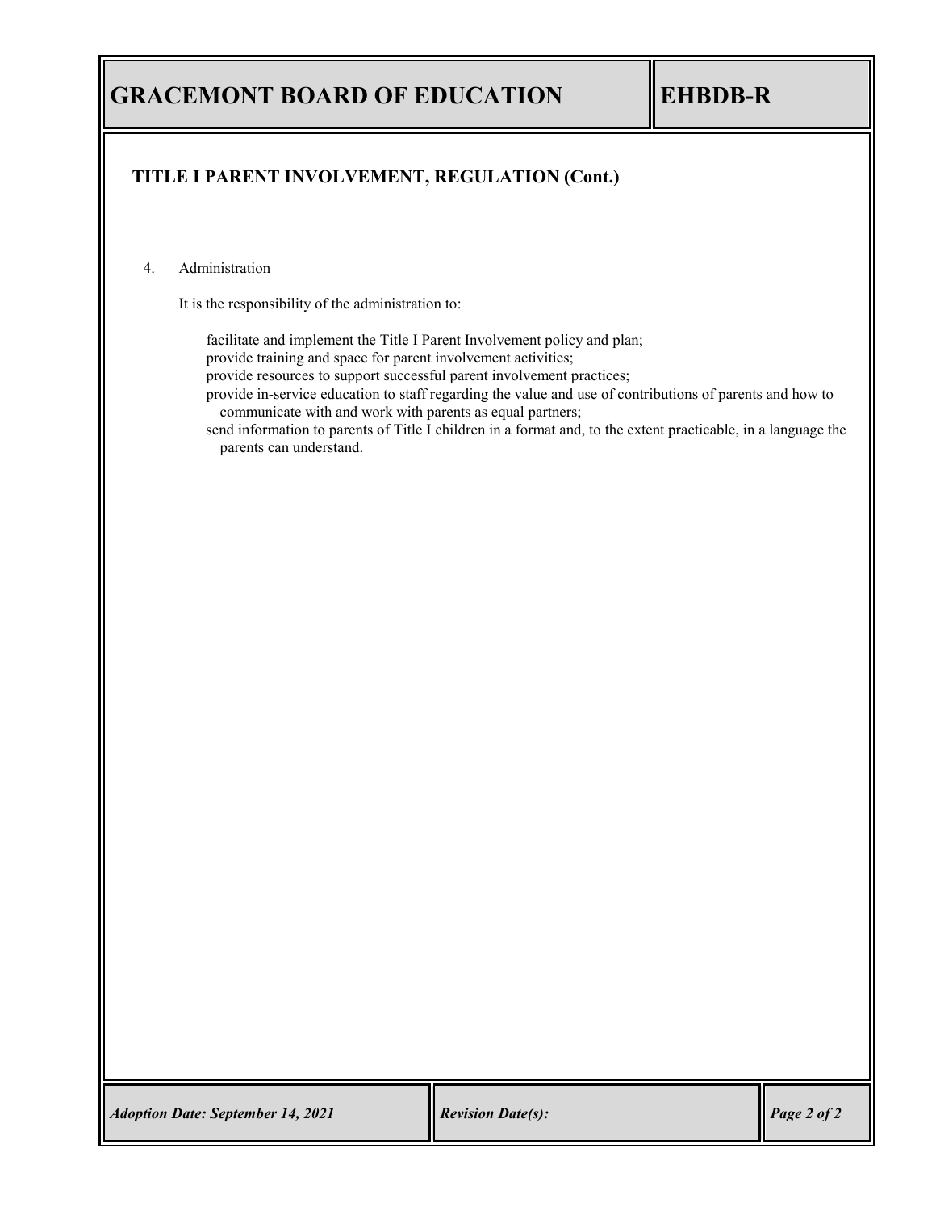# GRACEMONT BOARD OF EDUCATION — EHBDB-R

## TITLE I PARENT INVOLVEMENT, REGULATION (Cont.)

4. Administration

   It is the responsibility of the administration to:

   - facilitate and implement the Title I Parent Involvement policy and plan;
   - provide training and space for parent involvement activities;
   - provide resources to support successful parent involvement practices;
   - provide in-service education to staff regarding the value and use of contributions of parents and how to communicate with and work with parents as equal partners;
   - send information to parents of Title I children in a format and, to the extent practicable, in a language the parents can understand.

| | |
|---|---|
| *Adoption Date: September 14, 2021* | *Revision Date(s):* |